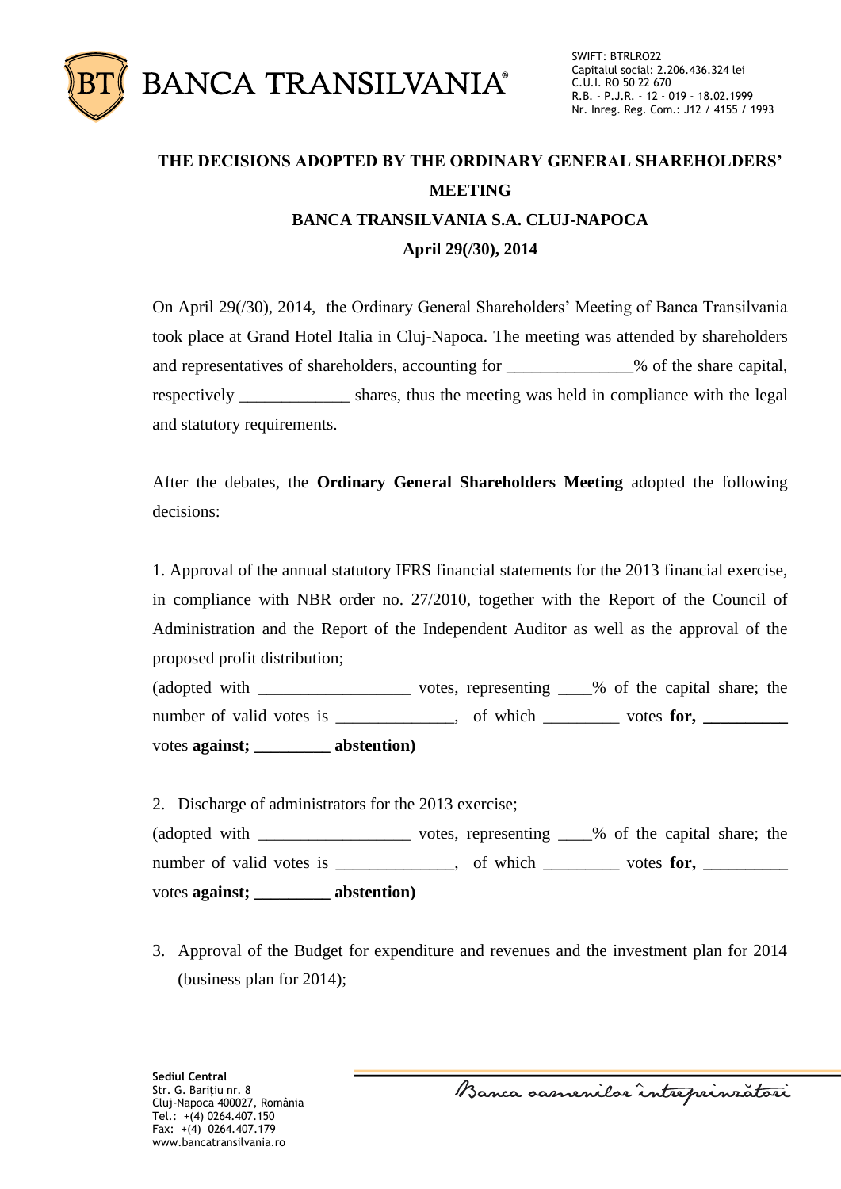# THE DECISIONS ADOPTED BY THE ORDINARY GENERAL SHAREHOLDERS' MEETING

## BANCA TRANSILVANIA S.A. CLUJ-NAPOCA

## April 29(/30), 2014

On April 29(/30), 2014, the Ordinary General Shareholders' Meeting of Banca Transilvania took place at Grand Hotel Italia in Cluj-Napoca. The meeting was attended by shareholders and representatives of shareholders, accounting for _______________% of the share capital, respectively _____________ shares, thus the meeting was held in compliance with the legal and statutory requirements.

After the debates, the **Ordinary General Shareholders Meeting** adopted the following decisions:

1. Approval of the annual statutory IFRS financial statements for the 2013 financial exercise, in compliance with NBR order no. 27/2010, together with the Report of the Council of Administration and the Report of the Independent Auditor as well as the approval of the proposed profit distribution;

(adopted with __________________ votes, representing ____% of the capital share; the number of valid votes is ______________, of which _________ votes **for, __________** votes **against; _________ abstention)**

2. Discharge of administrators for the 2013 exercise;

(adopted with __________________ votes, representing ____% of the capital share; the number of valid votes is ______________, of which _________ votes **for, __________** votes **against; _________ abstention)**

3. Approval of the Budget for expenditure and revenues and the investment plan for 2014 (business plan for 2014);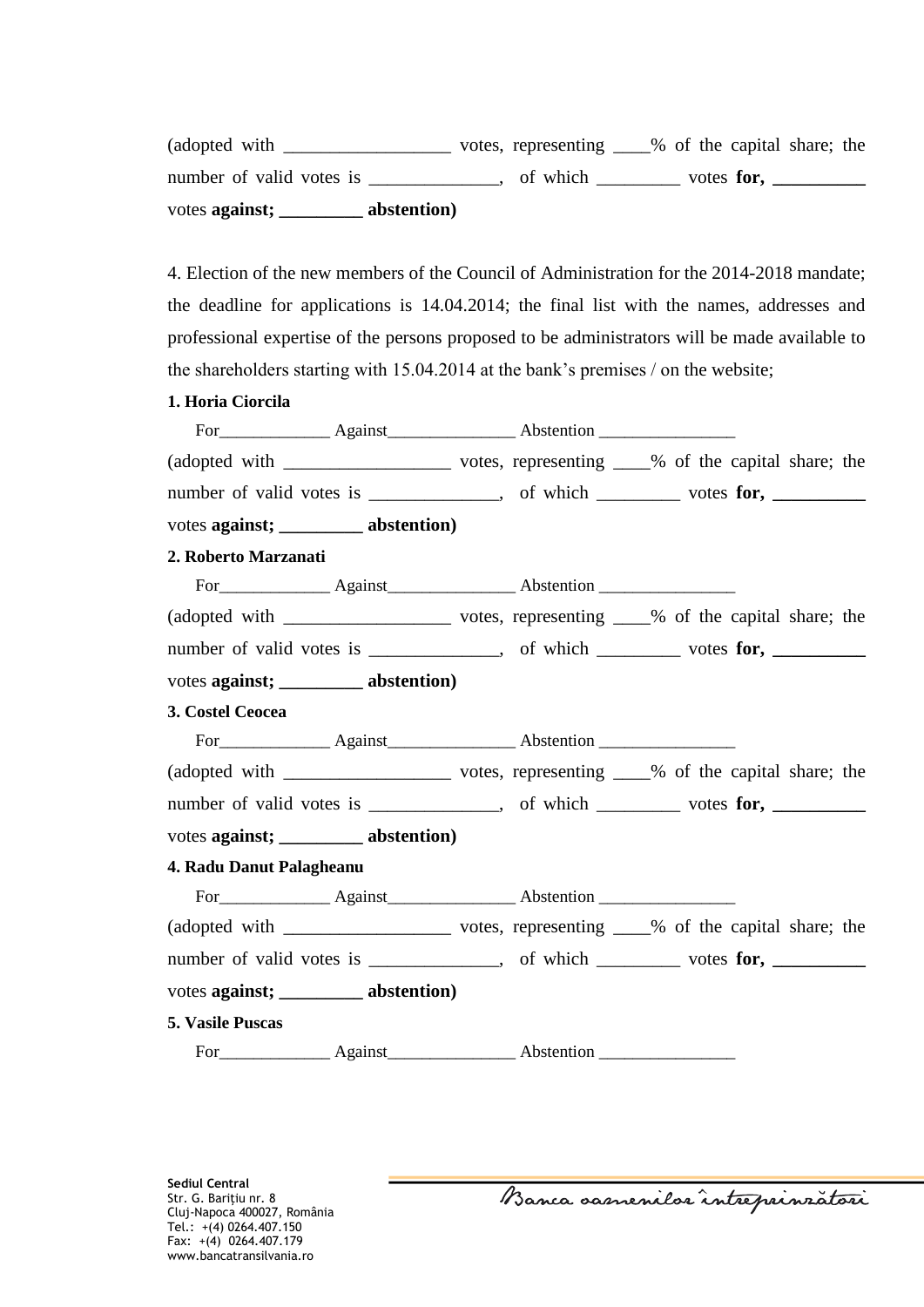(adopted with __________________ votes, representing ____% of the capital share; the number of valid votes is ______________, of which _________ votes **for, __________** votes **against; _________ abstention)**

4. Election of the new members of the Council of Administration for the 2014-2018 mandate; the deadline for applications is 14.04.2014; the final list with the names, addresses and professional expertise of the persons proposed to be administrators will be made available to the shareholders starting with 15.04.2014 at the bank's premises / on the website;

**1. Horia Ciorcila**

For_____________ Against_______________ Abstention ________________

(adopted with __________________ votes, representing ____% of the capital share; the number of valid votes is ______________, of which _________ votes **for, __________** votes **against; _________ abstention)**

**2. Roberto Marzanati**

For_____________ Against_______________ Abstention ________________

(adopted with __________________ votes, representing ____% of the capital share; the number of valid votes is ______________, of which _________ votes **for, __________** votes **against; _________ abstention)**

**3. Costel Ceocea**

For_____________ Against_______________ Abstention ________________

(adopted with __________________ votes, representing ____% of the capital share; the number of valid votes is ______________, of which _________ votes **for, __________** votes **against; _________ abstention)**

**4. Radu Danut Palagheanu**

For_____________ Against_______________ Abstention ________________

(adopted with __________________ votes, representing ____% of the capital share; the number of valid votes is ______________, of which _________ votes **for, __________** votes **against; _________ abstention)**

**5. Vasile Puscas**

For_____________ Against_______________ Abstention ________________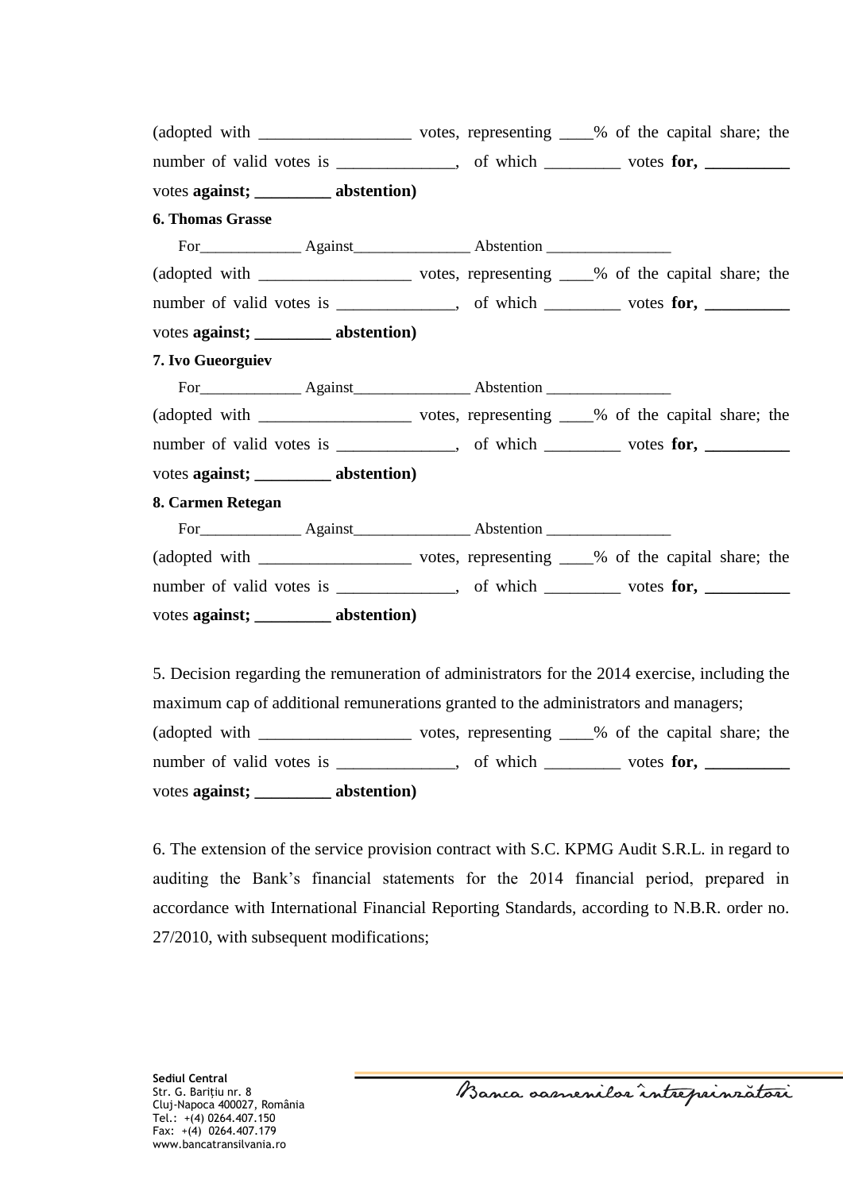(adopted with __________________ votes, representing ____% of the capital share; the number of valid votes is ______________, of which _________ votes **for, __________** votes **against; _________ abstention)**

**6. Thomas Grasse**

For_____________ Against_______________ Abstention ________________

(adopted with __________________ votes, representing ____% of the capital share; the number of valid votes is ______________, of which _________ votes **for, __________** votes **against; _________ abstention)**

**7. Ivo Gueorguiev**

For_____________ Against_______________ Abstention ________________

(adopted with __________________ votes, representing ____% of the capital share; the number of valid votes is ______________, of which _________ votes **for, __________** votes **against; _________ abstention)**

**8. Carmen Retegan**

For_____________ Against_______________ Abstention ________________

(adopted with __________________ votes, representing ____% of the capital share; the number of valid votes is ______________, of which _________ votes **for, __________** votes **against; _________ abstention)**

5. Decision regarding the remuneration of administrators for the 2014 exercise, including the maximum cap of additional remunerations granted to the administrators and managers;

(adopted with __________________ votes, representing ____% of the capital share; the number of valid votes is ______________, of which _________ votes **for, __________** votes **against; _________ abstention)**

6. The extension of the service provision contract with S.C. KPMG Audit S.R.L. in regard to auditing the Bank's financial statements for the 2014 financial period, prepared in accordance with International Financial Reporting Standards, according to N.B.R. order no. 27/2010, with subsequent modifications;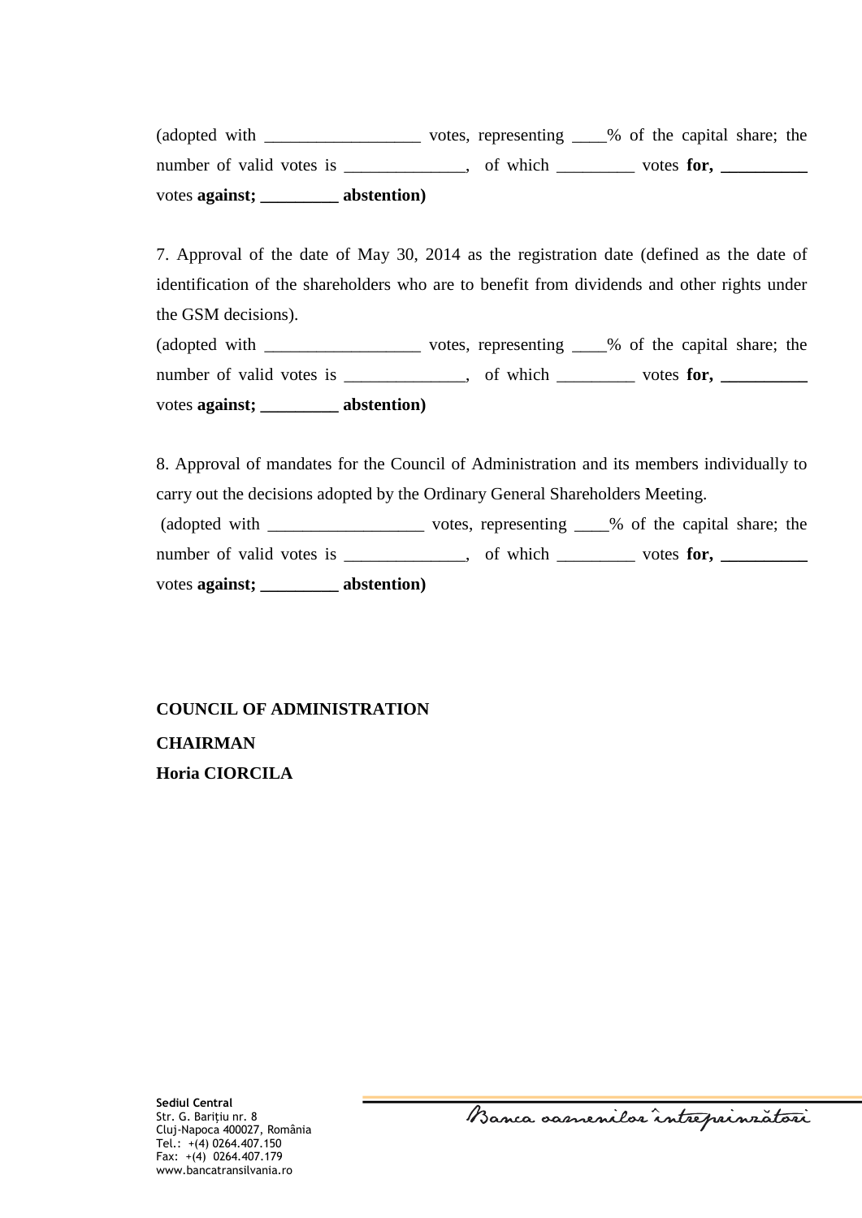(adopted with __________________ votes, representing ____% of the capital share; the number of valid votes is ______________, of which _________ votes **for, __________** votes **against; _________ abstention)**

7. Approval of the date of May 30, 2014 as the registration date (defined as the date of identification of the shareholders who are to benefit from dividends and other rights under the GSM decisions).

(adopted with __________________ votes, representing ____% of the capital share; the number of valid votes is ______________, of which _________ votes **for, __________** votes **against; _________ abstention)**

8. Approval of mandates for the Council of Administration and its members individually to carry out the decisions adopted by the Ordinary General Shareholders Meeting.

(adopted with __________________ votes, representing ____% of the capital share; the number of valid votes is ______________, of which _________ votes **for, __________** votes **against; _________ abstention)**

**COUNCIL OF ADMINISTRATION**

**CHAIRMAN**

**Horia CIORCILA**